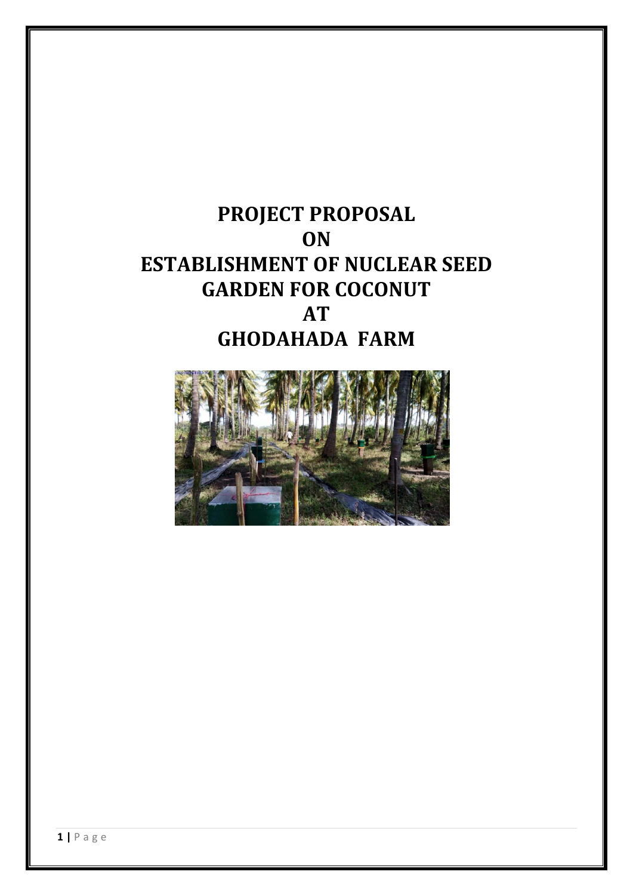# PROJECT PROPOSAL ON ESTABLISHMENT OF NUCLEAR SEED GARDEN FOR COCONUT AT GHODAHADA FARM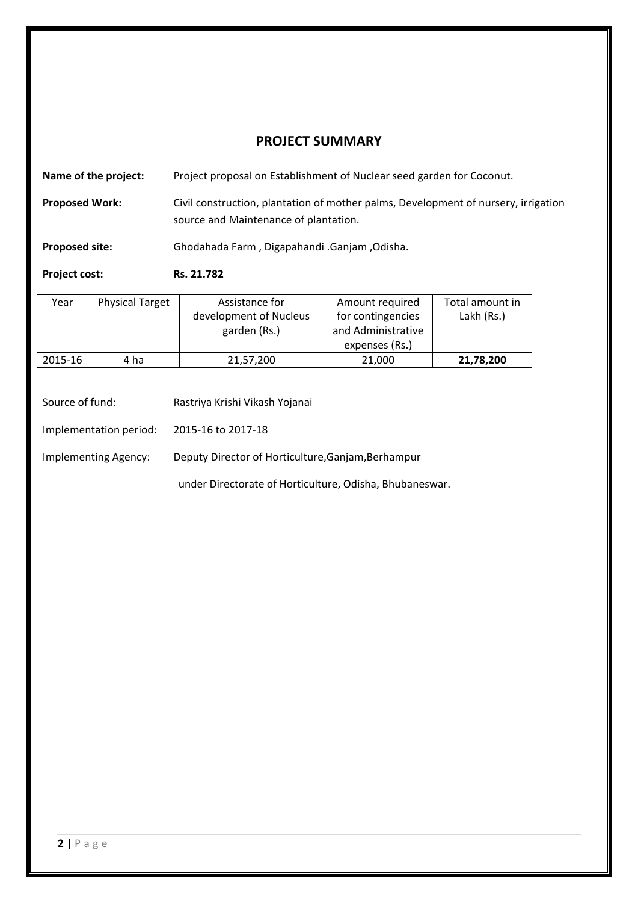# PROJECT SUMMARY

**Name of the project:** Project proposal on Establishment of Nuclear seed garden for Coconut.

**Proposed Work:** Civil construction, plantation of mother palms, Development of nursery, irrigation source and Maintenance of plantation.

**Proposed site:** Ghodahada Farm , Digapahandi .Ganjam ,Odisha.

**Project cost:** **Rs. 21.782**

| Year | Physical Target | Assistance for development of Nucleus garden (Rs.) | Amount required for contingencies and Administrative expenses (Rs.) | Total amount in Lakh (Rs.) |
|---|---|---|---|---|
| 2015-16 | 4 ha | 21,57,200 | 21,000 | **21,78,200** |

Source of fund: Rastriya Krishi Vikash Yojanai

Implementation period: 2015-16 to 2017-18

Implementing Agency: Deputy Director of Horticulture,Ganjam,Berhampur under Directorate of Horticulture, Odisha, Bhubaneswar.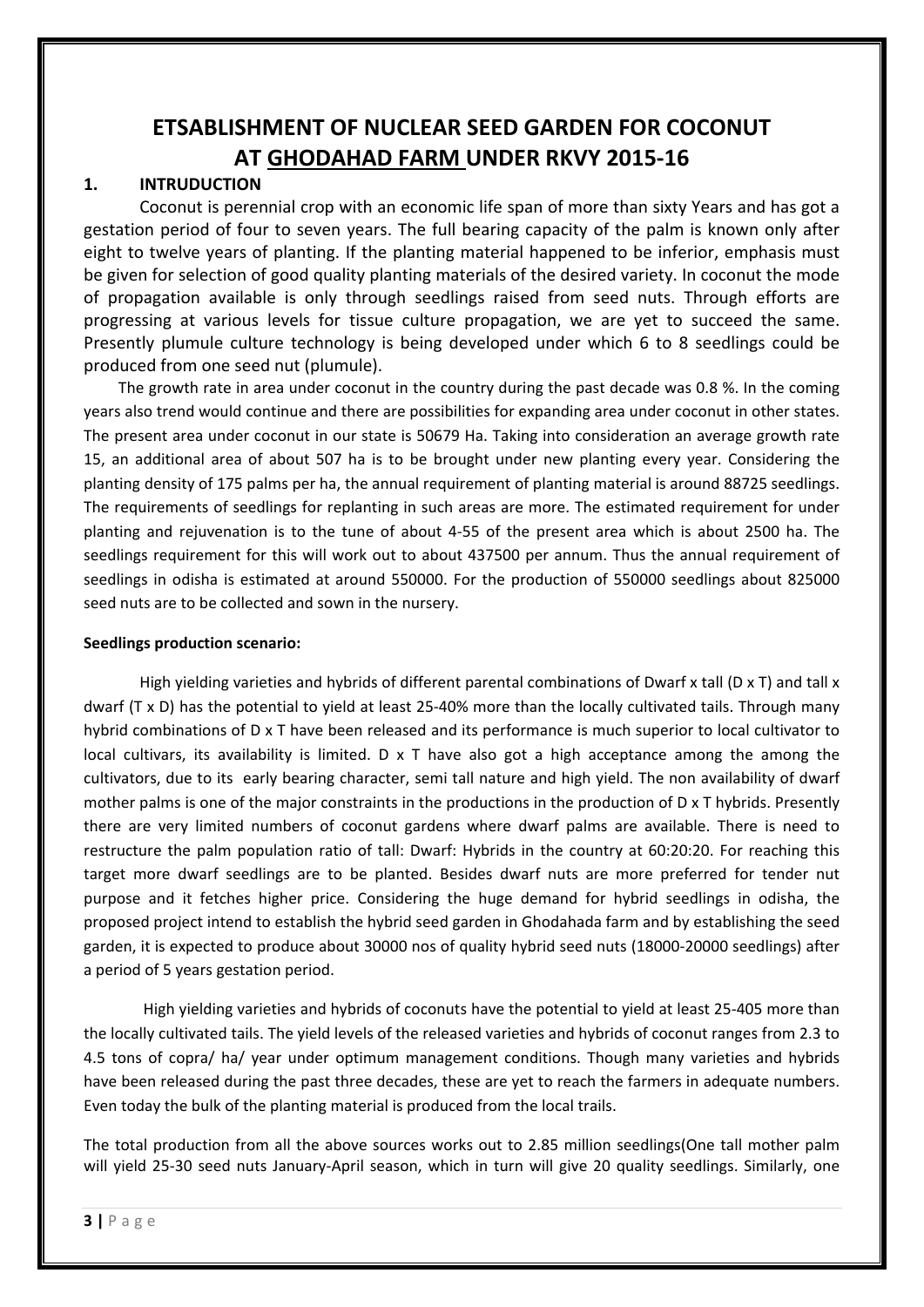# ETSABLISHMENT OF NUCLEAR SEED GARDEN FOR COCONUT AT GHODAHAD FARM UNDER RKVY 2015-16

## 1. INTRUDUCTION

Coconut is perennial crop with an economic life span of more than sixty Years and has got a gestation period of four to seven years. The full bearing capacity of the palm is known only after eight to twelve years of planting. If the planting material happened to be inferior, emphasis must be given for selection of good quality planting materials of the desired variety. In coconut the mode of propagation available is only through seedlings raised from seed nuts. Through efforts are progressing at various levels for tissue culture propagation, we are yet to succeed the same. Presently plumule culture technology is being developed under which 6 to 8 seedlings could be produced from one seed nut (plumule).

The growth rate in area under coconut in the country during the past decade was 0.8 %. In the coming years also trend would continue and there are possibilities for expanding area under coconut in other states. The present area under coconut in our state is 50679 Ha. Taking into consideration an average growth rate 15, an additional area of about 507 ha is to be brought under new planting every year. Considering the planting density of 175 palms per ha, the annual requirement of planting material is around 88725 seedlings. The requirements of seedlings for replanting in such areas are more. The estimated requirement for under planting and rejuvenation is to the tune of about 4-55 of the present area which is about 2500 ha. The seedlings requirement for this will work out to about 437500 per annum. Thus the annual requirement of seedlings in odisha is estimated at around 550000. For the production of 550000 seedlings about 825000 seed nuts are to be collected and sown in the nursery.

**Seedlings production scenario:**

High yielding varieties and hybrids of different parental combinations of Dwarf x tall (D x T) and tall x dwarf (T x D) has the potential to yield at least 25-40% more than the locally cultivated tails. Through many hybrid combinations of D x T have been released and its performance is much superior to local cultivator to local cultivars, its availability is limited. D x T have also got a high acceptance among the among the cultivators, due to its early bearing character, semi tall nature and high yield. The non availability of dwarf mother palms is one of the major constraints in the productions in the production of D x T hybrids. Presently there are very limited numbers of coconut gardens where dwarf palms are available. There is need to restructure the palm population ratio of tall: Dwarf: Hybrids in the country at 60:20:20. For reaching this target more dwarf seedlings are to be planted. Besides dwarf nuts are more preferred for tender nut purpose and it fetches higher price. Considering the huge demand for hybrid seedlings in odisha, the proposed project intend to establish the hybrid seed garden in Ghodahada farm and by establishing the seed garden, it is expected to produce about 30000 nos of quality hybrid seed nuts (18000-20000 seedlings) after a period of 5 years gestation period.

High yielding varieties and hybrids of coconuts have the potential to yield at least 25-405 more than the locally cultivated tails. The yield levels of the released varieties and hybrids of coconut ranges from 2.3 to 4.5 tons of copra/ ha/ year under optimum management conditions. Though many varieties and hybrids have been released during the past three decades, these are yet to reach the farmers in adequate numbers. Even today the bulk of the planting material is produced from the local trails.

The total production from all the above sources works out to 2.85 million seedlings(One tall mother palm will yield 25-30 seed nuts January-April season, which in turn will give 20 quality seedlings. Similarly, one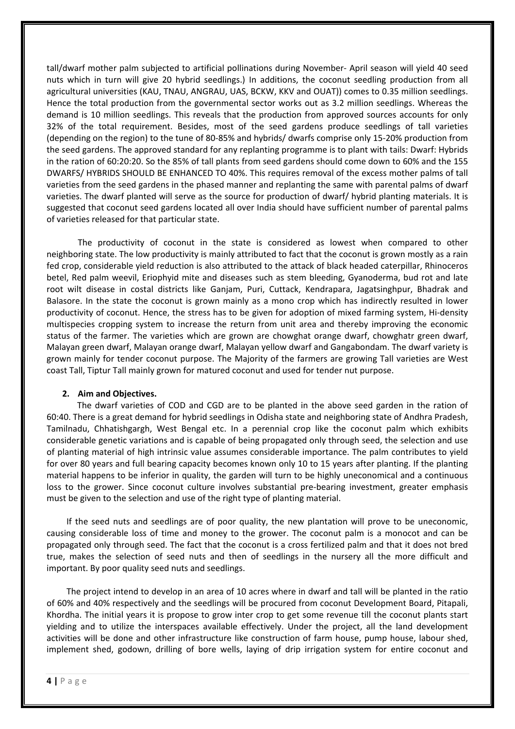tall/dwarf mother palm subjected to artificial pollinations during November- April season will yield 40 seed nuts which in turn will give 20 hybrid seedlings.) In additions, the coconut seedling production from all agricultural universities (KAU, TNAU, ANGRAU, UAS, BCKW, KKV and OUAT)) comes to 0.35 million seedlings. Hence the total production from the governmental sector works out as 3.2 million seedlings. Whereas the demand is 10 million seedlings. This reveals that the production from approved sources accounts for only 32% of the total requirement. Besides, most of the seed gardens produce seedlings of tall varieties (depending on the region) to the tune of 80-85% and hybrids/ dwarfs comprise only 15-20% production from the seed gardens. The approved standard for any replanting programme is to plant with tails: Dwarf: Hybrids in the ration of 60:20:20. So the 85% of tall plants from seed gardens should come down to 60% and the 155 DWARFS/ HYBRIDS SHOULD BE ENHANCED TO 40%. This requires removal of the excess mother palms of tall varieties from the seed gardens in the phased manner and replanting the same with parental palms of dwarf varieties. The dwarf planted will serve as the source for production of dwarf/ hybrid planting materials. It is suggested that coconut seed gardens located all over India should have sufficient number of parental palms of varieties released for that particular state.

The productivity of coconut in the state is considered as lowest when compared to other neighboring state. The low productivity is mainly attributed to fact that the coconut is grown mostly as a rain fed crop, considerable yield reduction is also attributed to the attack of black headed caterpillar, Rhinoceros betel, Red palm weevil, Eriophyid mite and diseases such as stem bleeding, Gyanoderma, bud rot and late root wilt disease in costal districts like Ganjam, Puri, Cuttack, Kendrapara, Jagatsinghpur, Bhadrak and Balasore. In the state the coconut is grown mainly as a mono crop which has indirectly resulted in lower productivity of coconut. Hence, the stress has to be given for adoption of mixed farming system, Hi-density multispecies cropping system to increase the return from unit area and thereby improving the economic status of the farmer. The varieties which are grown are chowghat orange dwarf, chowghatr green dwarf, Malayan green dwarf, Malayan orange dwarf, Malayan yellow dwarf and Gangabondam. The dwarf variety is grown mainly for tender coconut purpose. The Majority of the farmers are growing Tall varieties are West coast Tall, Tiptur Tall mainly grown for matured coconut and used for tender nut purpose.

## 2. Aim and Objectives.

The dwarf varieties of COD and CGD are to be planted in the above seed garden in the ration of 60:40. There is a great demand for hybrid seedlings in Odisha state and neighboring state of Andhra Pradesh, Tamilnadu, Chhatishgargh, West Bengal etc. In a perennial crop like the coconut palm which exhibits considerable genetic variations and is capable of being propagated only through seed, the selection and use of planting material of high intrinsic value assumes considerable importance. The palm contributes to yield for over 80 years and full bearing capacity becomes known only 10 to 15 years after planting. If the planting material happens to be inferior in quality, the garden will turn to be highly uneconomical and a continuous loss to the grower. Since coconut culture involves substantial pre-bearing investment, greater emphasis must be given to the selection and use of the right type of planting material.

If the seed nuts and seedlings are of poor quality, the new plantation will prove to be uneconomic, causing considerable loss of time and money to the grower. The coconut palm is a monocot and can be propagated only through seed. The fact that the coconut is a cross fertilized palm and that it does not bred true, makes the selection of seed nuts and then of seedlings in the nursery all the more difficult and important. By poor quality seed nuts and seedlings.

The project intend to develop in an area of 10 acres where in dwarf and tall will be planted in the ratio of 60% and 40% respectively and the seedlings will be procured from coconut Development Board, Pitapali, Khordha. The initial years it is propose to grow inter crop to get some revenue till the coconut plants start yielding and to utilize the interspaces available effectively. Under the project, all the land development activities will be done and other infrastructure like construction of farm house, pump house, labour shed, implement shed, godown, drilling of bore wells, laying of drip irrigation system for entire coconut and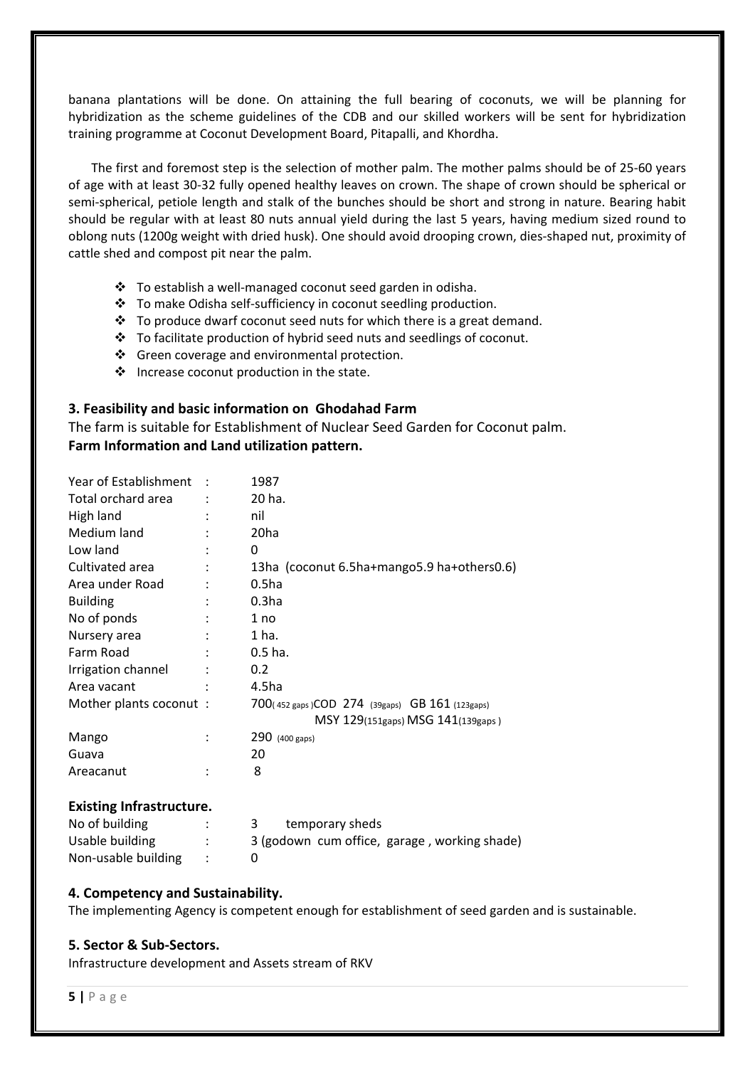banana plantations will be done. On attaining the full bearing of coconuts, we will be planning for hybridization as the scheme guidelines of the CDB and our skilled workers will be sent for hybridization training programme at Coconut Development Board, Pitapalli, and Khordha.

The first and foremost step is the selection of mother palm. The mother palms should be of 25-60 years of age with at least 30-32 fully opened healthy leaves on crown. The shape of crown should be spherical or semi-spherical, petiole length and stalk of the bunches should be short and strong in nature. Bearing habit should be regular with at least 80 nuts annual yield during the last 5 years, having medium sized round to oblong nuts (1200g weight with dried husk). One should avoid drooping crown, dies-shaped nut, proximity of cattle shed and compost pit near the palm.

- To establish a well-managed coconut seed garden in odisha.
- To make Odisha self-sufficiency in coconut seedling production.
- To produce dwarf coconut seed nuts for which there is a great demand.
- To facilitate production of hybrid seed nuts and seedlings of coconut.
- Green coverage and environmental protection.
- Increase coconut production in the state.

## 3. Feasibility and basic information on Ghodahad Farm

The farm is suitable for Establishment of Nuclear Seed Garden for Coconut palm.

**Farm Information and Land utilization pattern.**

| | | |
|---|---|---|
| Year of Establishment | : | 1987 |
| Total orchard area | : | 20 ha. |
| High land | : | nil |
| Medium land | : | 20ha |
| Low land | : | 0 |
| Cultivated area | : | 13ha (coconut 6.5ha+mango5.9 ha+others0.6) |
| Area under Road | : | 0.5ha |
| Building | : | 0.3ha |
| No of ponds | : | 1 no |
| Nursery area | : | 1 ha. |
| Farm Road | : | 0.5 ha. |
| Irrigation channel | : | 0.2 |
| Area vacant | : | 4.5ha |
| Mother plants coconut | : | 700( 452 gaps )COD 274 (39gaps) GB 161 (123gaps) MSY 129(151gaps) MSG 141(139gaps ) |
| Mango | : | 290 (400 gaps) |
| Guava | | 20 |
| Areacanut | : | 8 |

**Existing Infrastructure.**

| | | |
|---|---|---|
| No of building | : | 3 temporary sheds |
| Usable building | : | 3 (godown cum office, garage , working shade) |
| Non-usable building | : | 0 |

## 4. Competency and Sustainability.

The implementing Agency is competent enough for establishment of seed garden and is sustainable.

## 5. Sector & Sub-Sectors.

Infrastructure development and Assets stream of RKV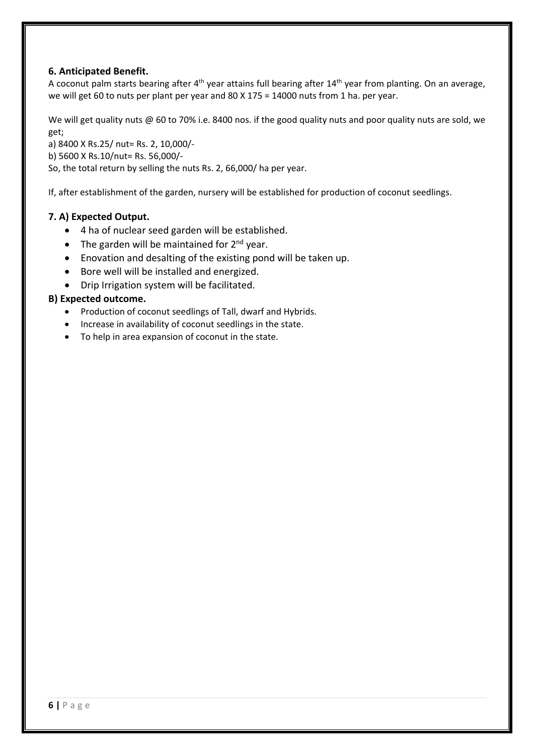## 6. Anticipated Benefit.

A coconut palm starts bearing after 4th year attains full bearing after 14th year from planting. On an average, we will get 60 to nuts per plant per year and 80 X 175 = 14000 nuts from 1 ha. per year.

We will get quality nuts @ 60 to 70% i.e. 8400 nos. if the good quality nuts and poor quality nuts are sold, we get;

a) 8400 X Rs.25/ nut= Rs. 2, 10,000/-

b) 5600 X Rs.10/nut= Rs. 56,000/-

So, the total return by selling the nuts Rs. 2, 66,000/ ha per year.

If, after establishment of the garden, nursery will be established for production of coconut seedlings.

## 7. A) Expected Output.

- 4 ha of nuclear seed garden will be established.
- The garden will be maintained for 2nd year.
- Enovation and desalting of the existing pond will be taken up.
- Bore well will be installed and energized.
- Drip Irrigation system will be facilitated.

### B) Expected outcome.

- Production of coconut seedlings of Tall, dwarf and Hybrids.
- Increase in availability of coconut seedlings in the state.
- To help in area expansion of coconut in the state.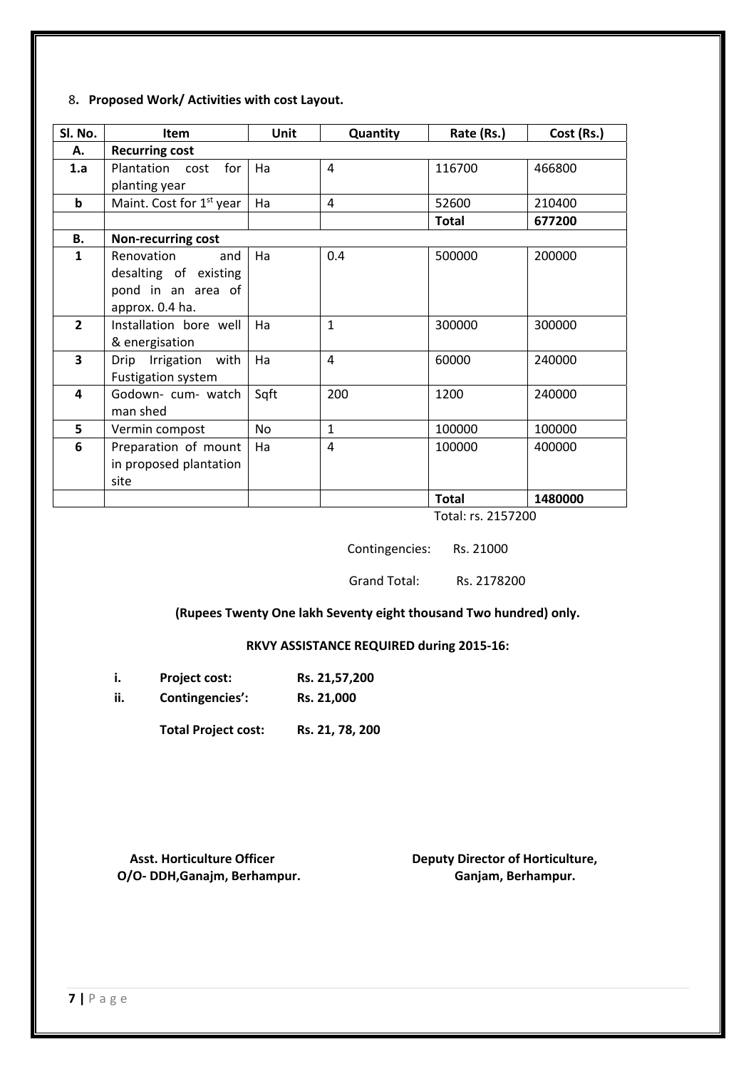8. **Proposed Work/ Activities with cost Layout.**

| Sl. No. | Item | Unit | Quantity | Rate (Rs.) | Cost (Rs.) |
|---|---|---|---|---|---|
| **A.** | **Recurring cost** | | | | |
| **1.a** | Plantation cost for planting year | Ha | 4 | 116700 | 466800 |
| **b** | Maint. Cost for 1st year | Ha | 4 | 52600 | 210400 |
| | | | | **Total** | **677200** |
| **B.** | **Non-recurring cost** | | | | |
| **1** | Renovation and desalting of existing pond in an area of approx. 0.4 ha. | Ha | 0.4 | 500000 | 200000 |
| **2** | Installation bore well & energisation | Ha | 1 | 300000 | 300000 |
| **3** | Drip Irrigation with Fustigation system | Ha | 4 | 60000 | 240000 |
| **4** | Godown- cum- watch man shed | Sqft | 200 | 1200 | 240000 |
| **5** | Vermin compost | No | 1 | 100000 | 100000 |
| **6** | Preparation of mount in proposed plantation site | Ha | 4 | 100000 | 400000 |
| | | | | **Total** | **1480000** |

Total: rs. 2157200

Contingencies: Rs. 21000

Grand Total: Rs. 2178200

**(Rupees Twenty One lakh Seventy eight thousand Two hundred) only.**

**RKVY ASSISTANCE REQUIRED during 2015-16:**

i. **Project cost:** **Rs. 21,57,200**

ii. **Contingencies':** **Rs. 21,000**

**Total Project cost:** **Rs. 21, 78, 200**

**Asst. Horticulture Officer**
**O/O- DDH,Ganajm, Berhampur.**

**Deputy Director of Horticulture,**
**Ganjam, Berhampur.**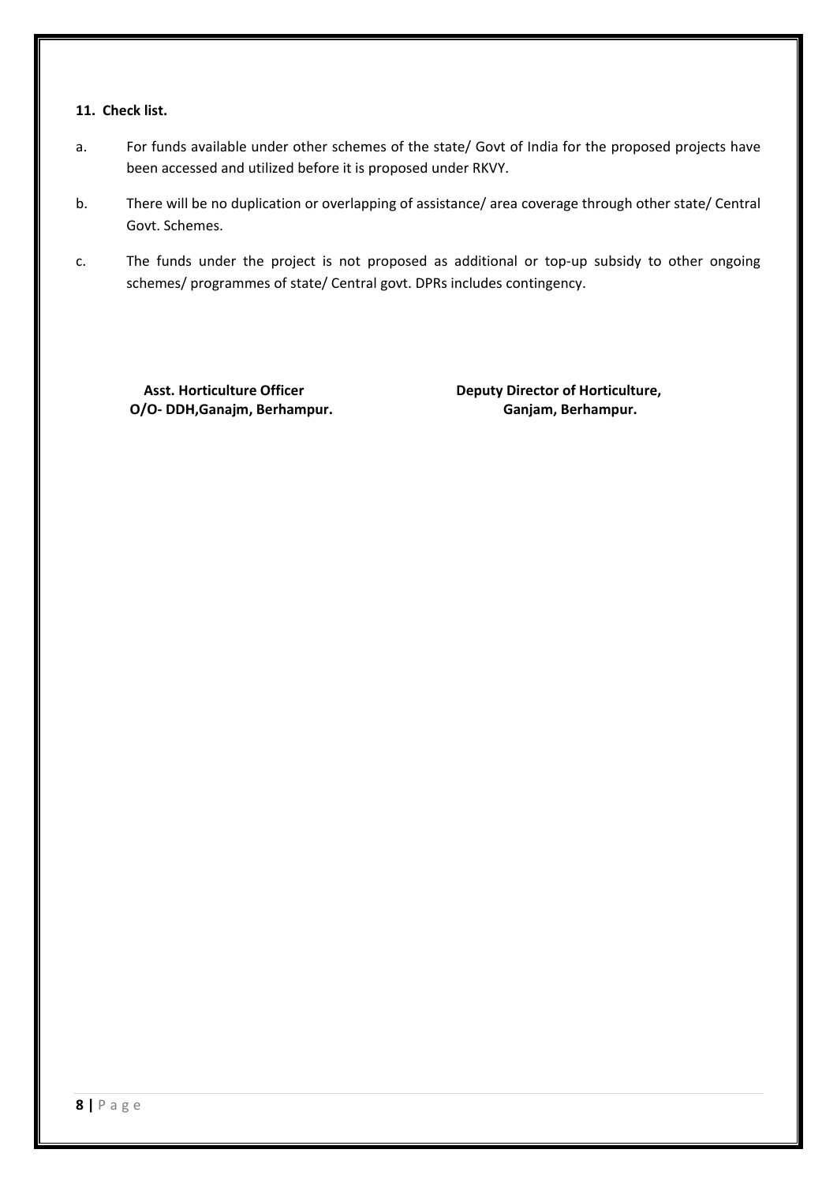**11. Check list.**

a. For funds available under other schemes of the state/ Govt of India for the proposed projects have been accessed and utilized before it is proposed under RKVY.

b. There will be no duplication or overlapping of assistance/ area coverage through other state/ Central Govt. Schemes.

c. The funds under the project is not proposed as additional or top-up subsidy to other ongoing schemes/ programmes of state/ Central govt. DPRs includes contingency.

| **Asst. Horticulture Officer**<br>**O/O- DDH,Ganajm, Berhampur.** | **Deputy Director of Horticulture,**<br>**Ganjam, Berhampur.** |
|---|---|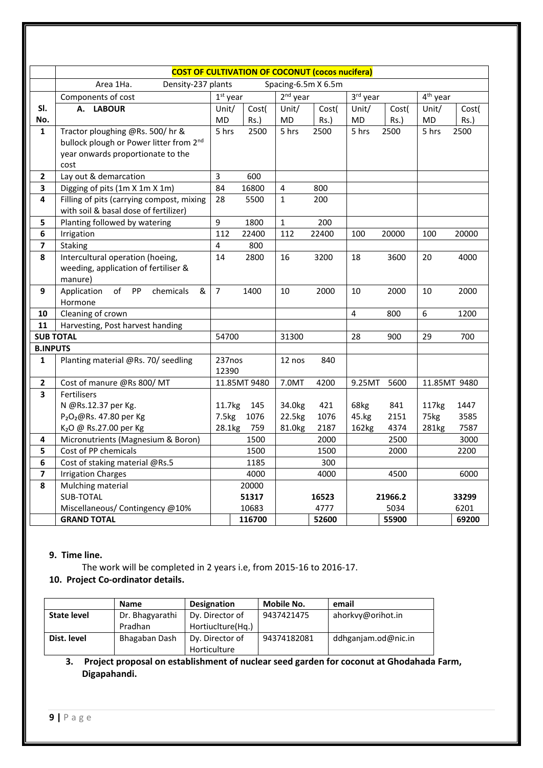| | COST OF CULTIVATION OF COCONUT (cocos nucifera) | | | | | | | | |
|---|---|---|---|---|---|---|---|---|---|
| | Area 1Ha. Density-237 plants Spacing-6.5m X 6.5m | | | | | | | | |
| | Components of cost | 1st year | | 2nd year | | 3rd year | | 4th year | |
| Sl. No. | A. LABOUR | Unit/ MD | Cost( Rs.) | Unit/ MD | Cost( Rs.) | Unit/ MD | Cost( Rs.) | Unit/ MD | Cost( Rs.) |
| 1 | Tractor ploughing @Rs. 500/ hr & bullock plough or Power litter from 2nd year onwards proportionate to the cost | 5 hrs | 2500 | 5 hrs | 2500 | 5 hrs | 2500 | 5 hrs | 2500 |
| 2 | Lay out & demarcation | 3 | 600 | | | | | | |
| 3 | Digging of pits (1m X 1m X 1m) | 84 | 16800 | 4 | 800 | | | | |
| 4 | Filling of pits (carrying compost, mixing with soil & basal dose of fertilizer) | 28 | 5500 | 1 | 200 | | | | |
| 5 | Planting followed by watering | 9 | 1800 | 1 | 200 | | | | |
| 6 | Irrigation | 112 | 22400 | 112 | 22400 | 100 | 20000 | 100 | 20000 |
| 7 | Staking | 4 | 800 | | | | | | |
| 8 | Intercultural operation (hoeing, weeding, application of fertiliser & manure) | 14 | 2800 | 16 | 3200 | 18 | 3600 | 20 | 4000 |
| 9 | Application of PP chemicals & Hormone | 7 | 1400 | 10 | 2000 | 10 | 2000 | 10 | 2000 |
| 10 | Cleaning of crown | | | | | 4 | 800 | 6 | 1200 |
| 11 | Harvesting, Post harvest handing | | | | | | | | |
| SUB TOTAL | | 54700 | | 31300 | | 28 | 900 | 29 | 700 |
| B.INPUTS | | | | | | | | | |
| 1 | Planting material @Rs. 70/ seedling | 237nos 12390 | | 12 nos | 840 | | | | |
| 2 | Cost of manure @Rs 800/ MT | 11.85MT | 9480 | 7.0MT | 4200 | 9.25MT | 5600 | 11.85MT | 9480 |
| 3 | Fertilisers<br>N @Rs.12.37 per Kg.<br>$P_2O_2$@Rs. 47.80 per Kg<br>$K_2O$ @ Rs.27.00 per Kg | <br>11.7kg<br>7.5kg<br>28.1kg | <br>145<br>1076<br>759 | <br>34.0kg<br>22.5kg<br>81.0kg | <br>421<br>1076<br>2187 | <br>68kg<br>45.kg<br>162kg | <br>841<br>2151<br>4374 | <br>117kg<br>75kg<br>281kg | <br>1447<br>3585<br>7587 |
| 4 | Micronutrients (Magnesium & Boron) | | 1500 | | 2000 | | 2500 | | 3000 |
| 5 | Cost of PP chemicals | | 1500 | | 1500 | | 2000 | | 2200 |
| 6 | Cost of staking material @Rs.5 | | 1185 | | 300 | | | | |
| 7 | Irrigation Charges | | 4000 | | 4000 | | 4500 | | 6000 |
| 8 | Mulching material | | 20000 | | | | | | |
| | SUB-TOTAL | | **51317** | | **16523** | | **21966.2** | | **33299** |
| | Miscellaneous/ Contingency @10% | | 10683 | | 4777 | | 5034 | | 6201 |
| | **GRAND TOTAL** | | **116700** | | **52600** | | **55900** | | **69200** |

**9. Time line.**

The work will be completed in 2 years i.e, from 2015-16 to 2016-17.

**10. Project Co-ordinator details.**

| | Name | Designation | Mobile No. | email |
|---|---|---|---|---|
| **State level** | Dr. Bhagyarathi Pradhan | Dy. Director of Hortiuclture(Hq.) | 9437421475 | ahorkvy@orihot.in |
| **Dist. level** | Bhagaban Dash | Dy. Director of Horticulture | 94374182081 | ddhganjam.od@nic.in |

**3. Project proposal on establishment of nuclear seed garden for coconut at Ghodahada Farm, Digapahandi.**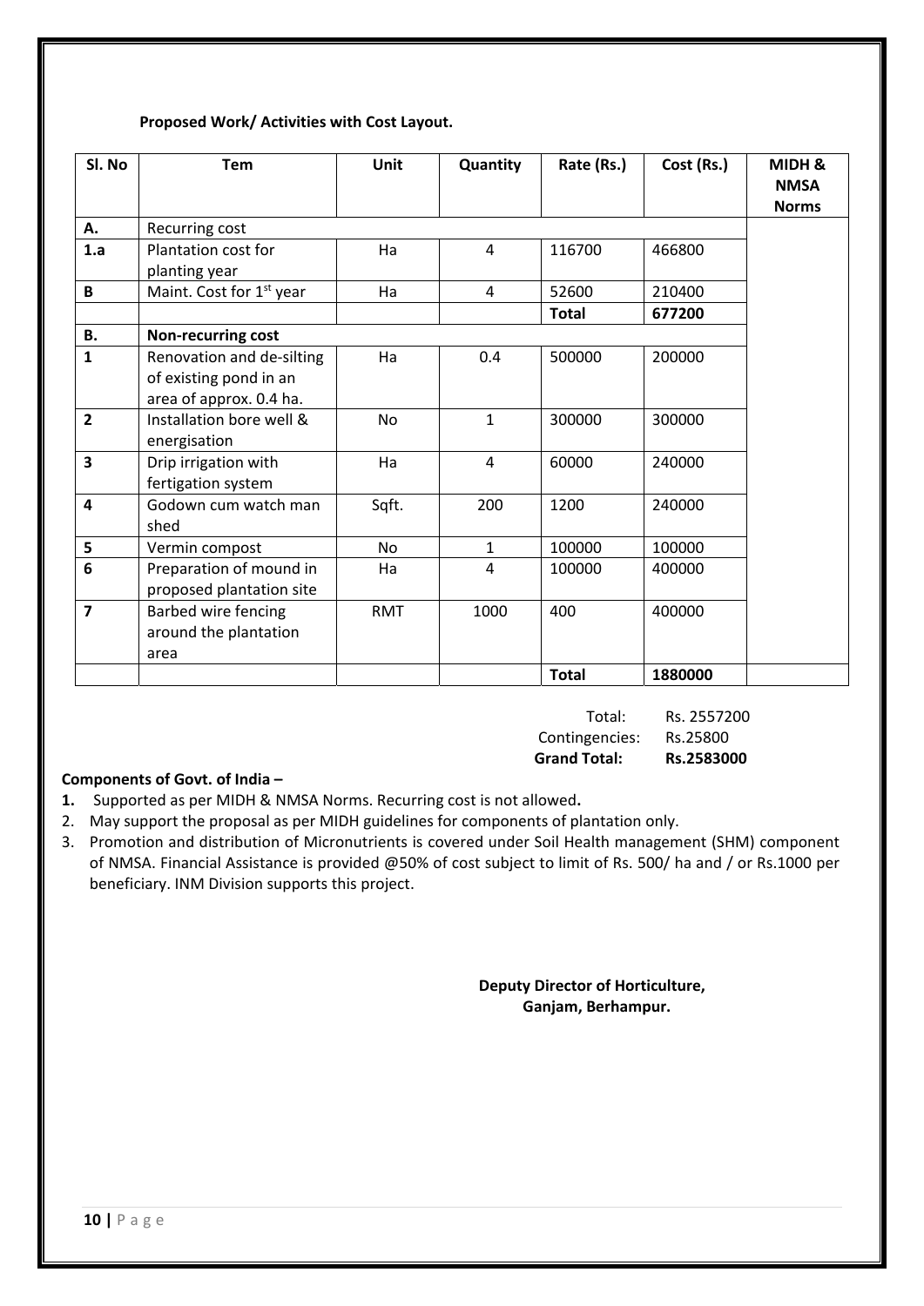**Proposed Work/ Activities with Cost Layout.**

| Sl. No | Tem | Unit | Quantity | Rate (Rs.) | Cost (Rs.) | MIDH & NMSA Norms |
|---|---|---|---|---|---|---|
| A. | Recurring cost | | | | | |
| 1.a | Plantation cost for planting year | Ha | 4 | 116700 | 466800 | |
| B | Maint. Cost for 1st year | Ha | 4 | 52600 | 210400 | |
| | | | | **Total** | **677200** | |
| B. | **Non-recurring cost** | | | | | |
| 1 | Renovation and de-silting of existing pond in an area of approx. 0.4 ha. | Ha | 0.4 | 500000 | 200000 | |
| 2 | Installation bore well & energisation | No | 1 | 300000 | 300000 | |
| 3 | Drip irrigation with fertigation system | Ha | 4 | 60000 | 240000 | |
| 4 | Godown cum watch man shed | Sqft. | 200 | 1200 | 240000 | |
| 5 | Vermin compost | No | 1 | 100000 | 100000 | |
| 6 | Preparation of mound in proposed plantation site | Ha | 4 | 100000 | 400000 | |
| 7 | Barbed wire fencing around the plantation area | RMT | 1000 | 400 | 400000 | |
| | | | | **Total** | **1880000** | |

Total: Rs. 2557200
Contingencies: Rs.25800
**Grand Total: Rs.2583000**

**Components of Govt. of India –**

1. Supported as per MIDH & NMSA Norms. Recurring cost is not allowed**.**
2. May support the proposal as per MIDH guidelines for components of plantation only.
3. Promotion and distribution of Micronutrients is covered under Soil Health management (SHM) component of NMSA. Financial Assistance is provided @50% of cost subject to limit of Rs. 500/ ha and / or Rs.1000 per beneficiary. INM Division supports this project.

**Deputy Director of Horticulture,**
**Ganjam, Berhampur.**